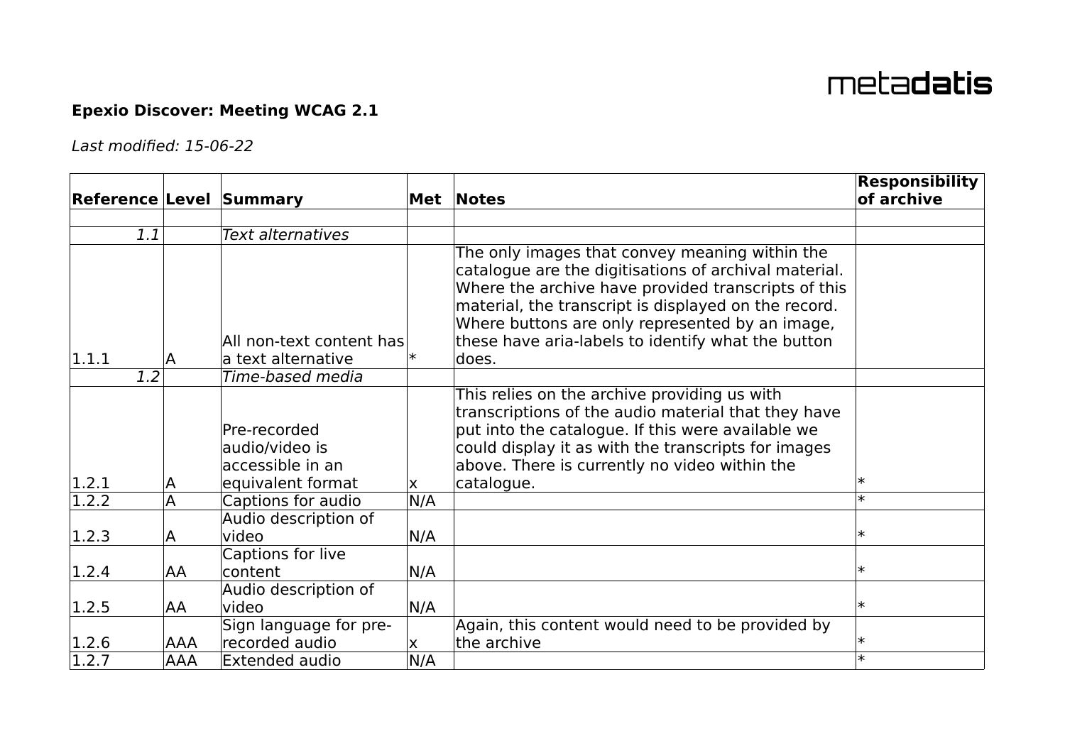metadatis

**Epexio Discover: Meeting WCAG 2.1**

*Last modified: 15-06-22*

| Reference | Level | Summary | Met | Notes | Responsibility of archive |
|---|---|---|---|---|---|
| | | | | | |
| *1.1* | | *Text alternatives* | | | |
| 1.1.1 | A | All non-text content has a text alternative | * | The only images that convey meaning within the catalogue are the digitisations of archival material. Where the archive have provided transcripts of this material, the transcript is displayed on the record. Where buttons are only represented by an image, these have aria-labels to identify what the button does. | |
| *1.2* | | *Time-based media* | | | |
| 1.2.1 | A | Pre-recorded audio/video is accessible in an equivalent format | x | This relies on the archive providing us with transcriptions of the audio material that they have put into the catalogue. If this were available we could display it as with the transcripts for images above. There is currently no video within the catalogue. | * |
| 1.2.2 | A | Captions for audio | N/A | | * |
| 1.2.3 | A | Audio description of video | N/A | | * |
| 1.2.4 | AA | Captions for live content | N/A | | * |
| 1.2.5 | AA | Audio description of video | N/A | | * |
| 1.2.6 | AAA | Sign language for pre-recorded audio | x | Again, this content would need to be provided by the archive | * |
| 1.2.7 | AAA | Extended audio | N/A | | * |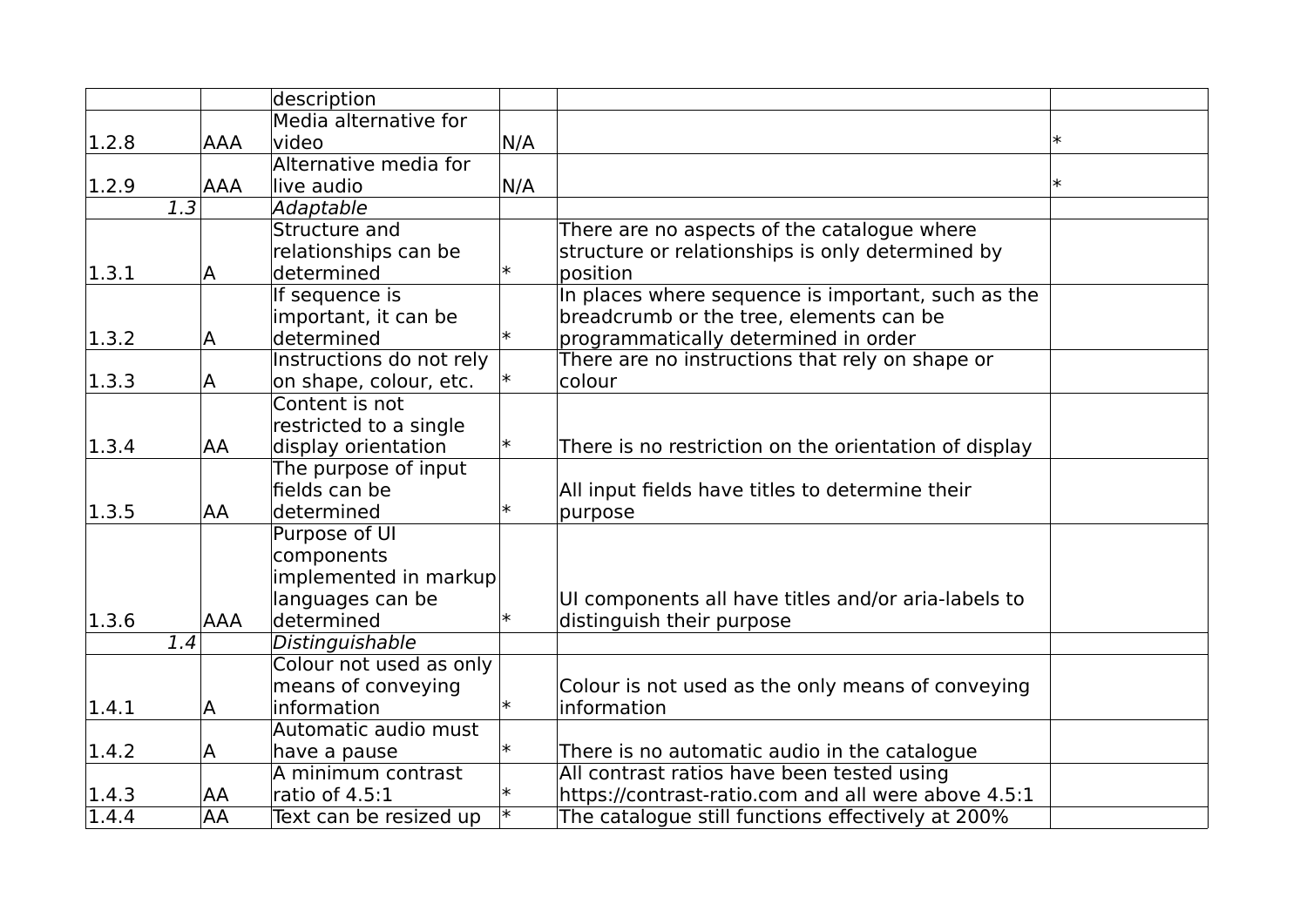| | | description | | | |
|---|---|---|---|---|---|
| 1.2.8 | AAA | Media alternative for video | N/A | | * |
| 1.2.9 | AAA | Alternative media for live audio | N/A | | * |
| *1.3* | | *Adaptable* | | | |
| 1.3.1 | A | Structure and relationships can be determined | * | There are no aspects of the catalogue where structure or relationships is only determined by position | |
| 1.3.2 | A | If sequence is important, it can be determined | * | In places where sequence is important, such as the breadcrumb or the tree, elements can be programmatically determined in order | |
| 1.3.3 | A | Instructions do not rely on shape, colour, etc. | * | There are no instructions that rely on shape or colour | |
| 1.3.4 | AA | Content is not restricted to a single display orientation | * | There is no restriction on the orientation of display | |
| 1.3.5 | AA | The purpose of input fields can be determined | * | All input fields have titles to determine their purpose | |
| 1.3.6 | AAA | Purpose of UI components implemented in markup languages can be determined | * | UI components all have titles and/or aria-labels to distinguish their purpose | |
| *1.4* | | *Distinguishable* | | | |
| 1.4.1 | A | Colour not used as only means of conveying information | * | Colour is not used as the only means of conveying information | |
| 1.4.2 | A | Automatic audio must have a pause | * | There is no automatic audio in the catalogue | |
| 1.4.3 | AA | A minimum contrast ratio of 4.5:1 | * | All contrast ratios have been tested using https://contrast-ratio.com and all were above 4.5:1 | |
| 1.4.4 | AA | Text can be resized up | * | The catalogue still functions effectively at 200% | |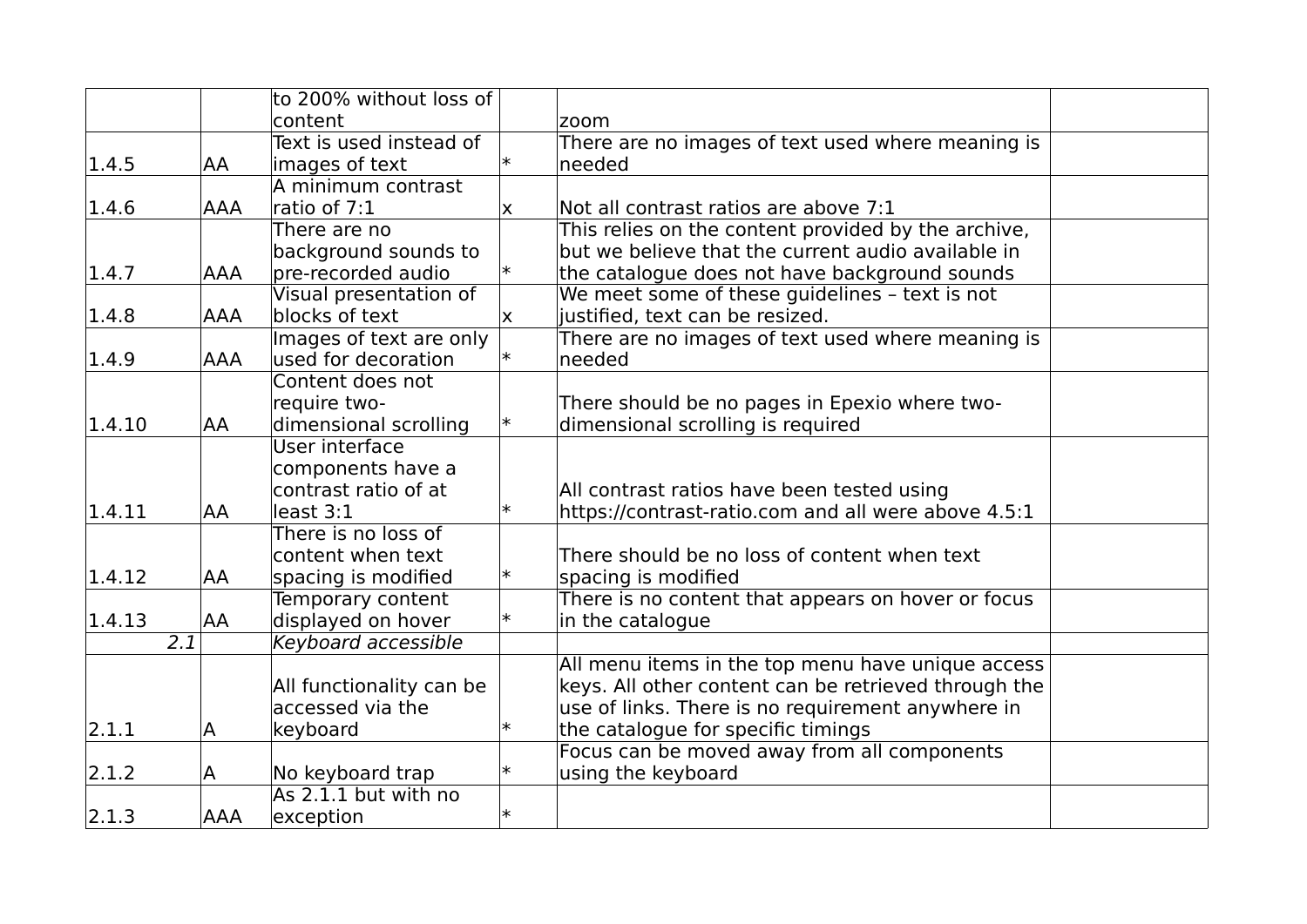| | | | | | |
|---|---|---|---|---|---|
| | | to 200% without loss of content | | zoom | |
| 1.4.5 | AA | Text is used instead of images of text | * | There are no images of text used where meaning is needed | |
| 1.4.6 | AAA | A minimum contrast ratio of 7:1 | x | Not all contrast ratios are above 7:1 | |
| 1.4.7 | AAA | There are no background sounds to pre-recorded audio | * | This relies on the content provided by the archive, but we believe that the current audio available in the catalogue does not have background sounds | |
| 1.4.8 | AAA | Visual presentation of blocks of text | x | We meet some of these guidelines – text is not justified, text can be resized. | |
| 1.4.9 | AAA | Images of text are only used for decoration | * | There are no images of text used where meaning is needed | |
| 1.4.10 | AA | Content does not require two-dimensional scrolling | * | There should be no pages in Epexio where two-dimensional scrolling is required | |
| 1.4.11 | AA | User interface components have a contrast ratio of at least 3:1 | * | All contrast ratios have been tested using https://contrast-ratio.com and all were above 4.5:1 | |
| 1.4.12 | AA | There is no loss of content when text spacing is modified | * | There should be no loss of content when text spacing is modified | |
| 1.4.13 | AA | Temporary content displayed on hover | * | There is no content that appears on hover or focus in the catalogue | |
| *2.1* | | *Keyboard accessible* | | | |
| 2.1.1 | A | All functionality can be accessed via the keyboard | * | All menu items in the top menu have unique access keys. All other content can be retrieved through the use of links. There is no requirement anywhere in the catalogue for specific timings | |
| 2.1.2 | A | No keyboard trap | * | Focus can be moved away from all components using the keyboard | |
| 2.1.3 | AAA | As 2.1.1 but with no exception | * | | |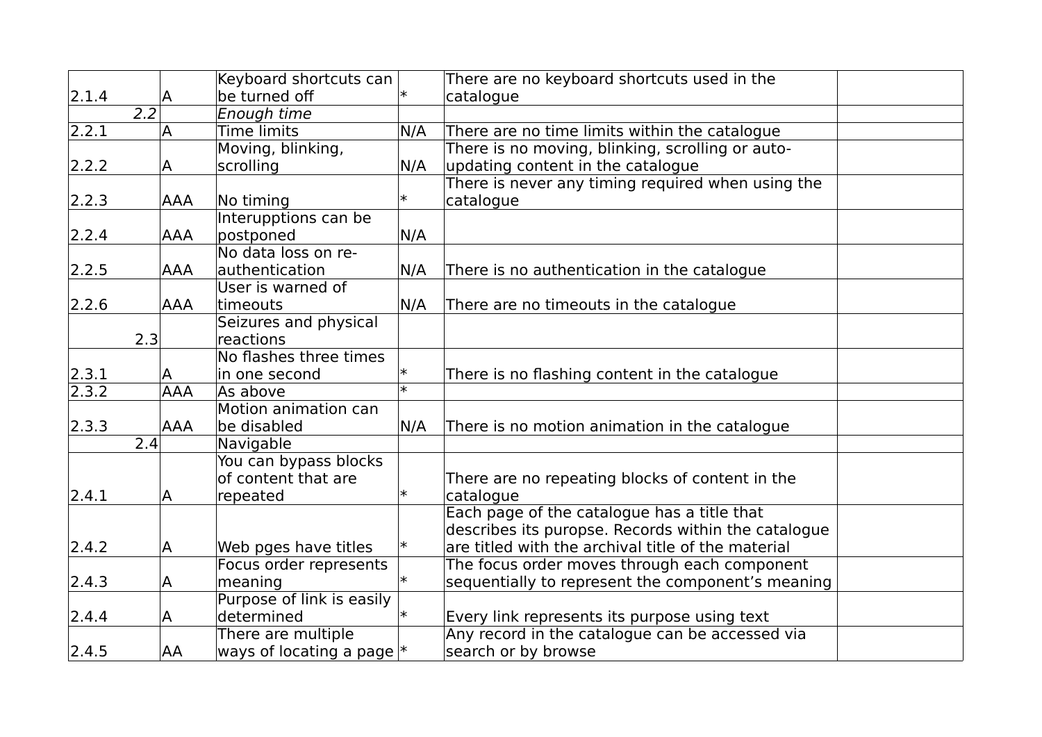| | | | | | |
|---|---|---|---|---|---|
| 2.1.4 | A | Keyboard shortcuts can be turned off | * | There are no keyboard shortcuts used in the catalogue | |
| *2.2* | | *Enough time* | | | |
| 2.2.1 | A | Time limits | N/A | There are no time limits within the catalogue | |
| 2.2.2 | A | Moving, blinking, scrolling | N/A | There is no moving, blinking, scrolling or auto-updating content in the catalogue | |
| 2.2.3 | AAA | No timing | * | There is never any timing required when using the catalogue | |
| 2.2.4 | AAA | Interupptions can be postponed | N/A | | |
| 2.2.5 | AAA | No data loss on re-authentication | N/A | There is no authentication in the catalogue | |
| 2.2.6 | AAA | User is warned of timeouts | N/A | There are no timeouts in the catalogue | |
| 2.3 | | Seizures and physical reactions | | | |
| 2.3.1 | A | No flashes three times in one second | * | There is no flashing content in the catalogue | |
| 2.3.2 | AAA | As above | * | | |
| 2.3.3 | AAA | Motion animation can be disabled | N/A | There is no motion animation in the catalogue | |
| 2.4 | | Navigable | | | |
| 2.4.1 | A | You can bypass blocks of content that are repeated | * | There are no repeating blocks of content in the catalogue | |
| 2.4.2 | A | Web pges have titles | * | Each page of the catalogue has a title that describes its puropse. Records within the catalogue are titled with the archival title of the material | |
| 2.4.3 | A | Focus order represents meaning | * | The focus order moves through each component sequentially to represent the component's meaning | |
| 2.4.4 | A | Purpose of link is easily determined | * | Every link represents its purpose using text | |
| 2.4.5 | AA | There are multiple ways of locating a page | * | Any record in the catalogue can be accessed via search or by browse | |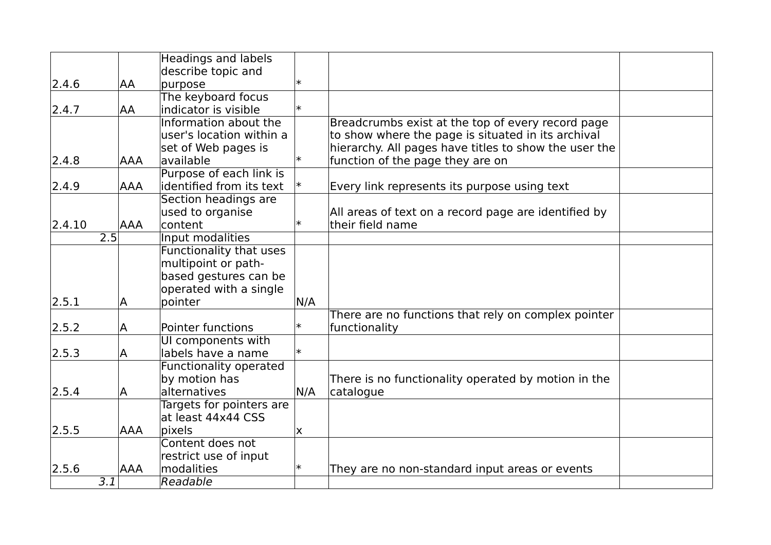| | | | | | |
|---|---|---|---|---|---|
| 2.4.6 | AA | Headings and labels describe topic and purpose | * | | |
| 2.4.7 | AA | The keyboard focus indicator is visible | * | | |
| 2.4.8 | AAA | Information about the user's location within a set of Web pages is available | * | Breadcrumbs exist at the top of every record page to show where the page is situated in its archival hierarchy. All pages have titles to show the user the function of the page they are on | |
| 2.4.9 | AAA | Purpose of each link is identified from its text | * | Every link represents its purpose using text | |
| 2.4.10 | AAA | Section headings are used to organise content | * | All areas of text on a record page are identified by their field name | |
| 2.5 | | Input modalities | | | |
| 2.5.1 | A | Functionality that uses multipoint or path-based gestures can be operated with a single pointer | N/A | | |
| 2.5.2 | A | Pointer functions | * | There are no functions that rely on complex pointer functionality | |
| 2.5.3 | A | UI components with labels have a name | * | | |
| 2.5.4 | A | Functionality operated by motion has alternatives | N/A | There is no functionality operated by motion in the catalogue | |
| 2.5.5 | AAA | Targets for pointers are at least 44x44 CSS pixels | x | | |
| 2.5.6 | AAA | Content does not restrict use of input modalities | * | They are no non-standard input areas or events | |
| *3.1* | | *Readable* | | | |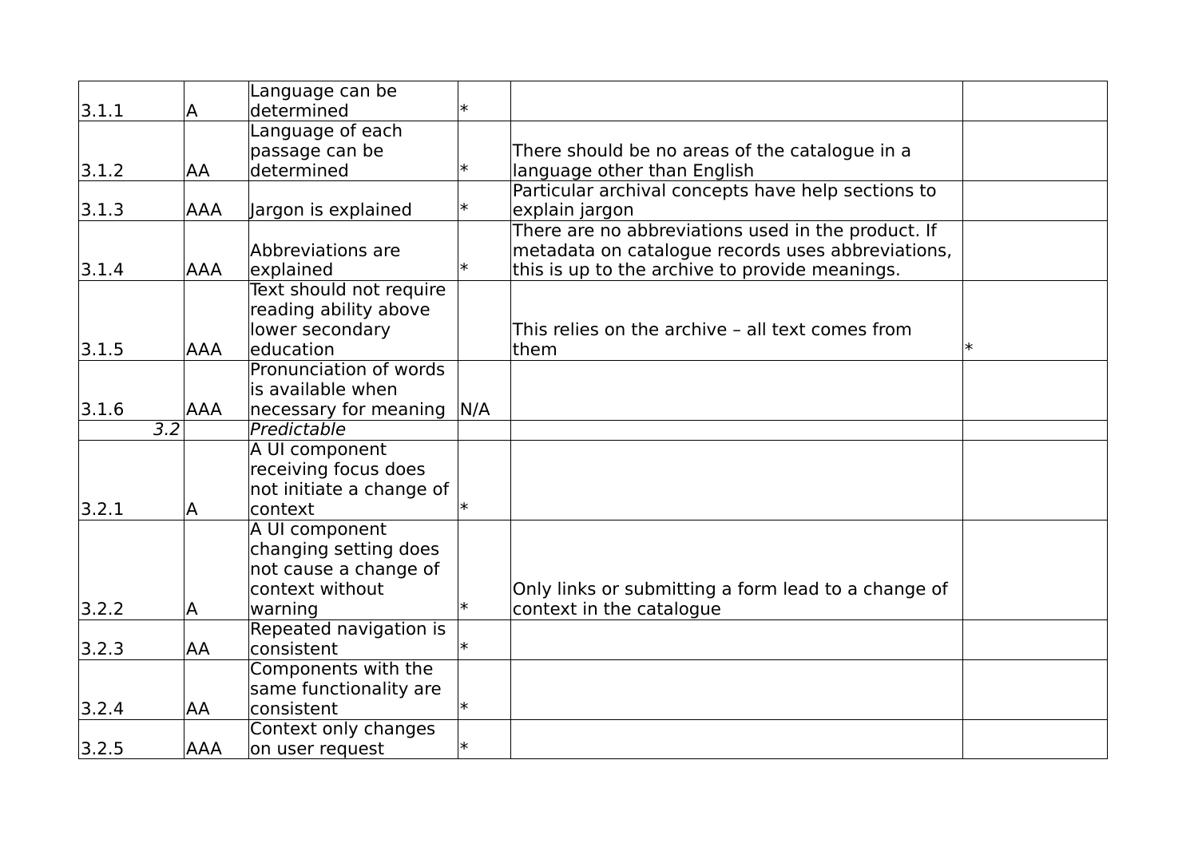| | | | | | |
|---|---|---|---|---|---|
| 3.1.1 | A | Language can be determined | * | | |
| 3.1.2 | AA | Language of each passage can be determined | * | There should be no areas of the catalogue in a language other than English | |
| 3.1.3 | AAA | Jargon is explained | * | Particular archival concepts have help sections to explain jargon | |
| 3.1.4 | AAA | Abbreviations are explained | * | There are no abbreviations used in the product. If metadata on catalogue records uses abbreviations, this is up to the archive to provide meanings. | |
| 3.1.5 | AAA | Text should not require reading ability above lower secondary education | | This relies on the archive – all text comes from them | * |
| 3.1.6 | AAA | Pronunciation of words is available when necessary for meaning | N/A | | |
| *3.2* | | *Predictable* | | | |
| 3.2.1 | A | A UI component receiving focus does not initiate a change of context | * | | |
| 3.2.2 | A | A UI component changing setting does not cause a change of context without warning | * | Only links or submitting a form lead to a change of context in the catalogue | |
| 3.2.3 | AA | Repeated navigation is consistent | * | | |
| 3.2.4 | AA | Components with the same functionality are consistent | * | | |
| 3.2.5 | AAA | Context only changes on user request | * | | |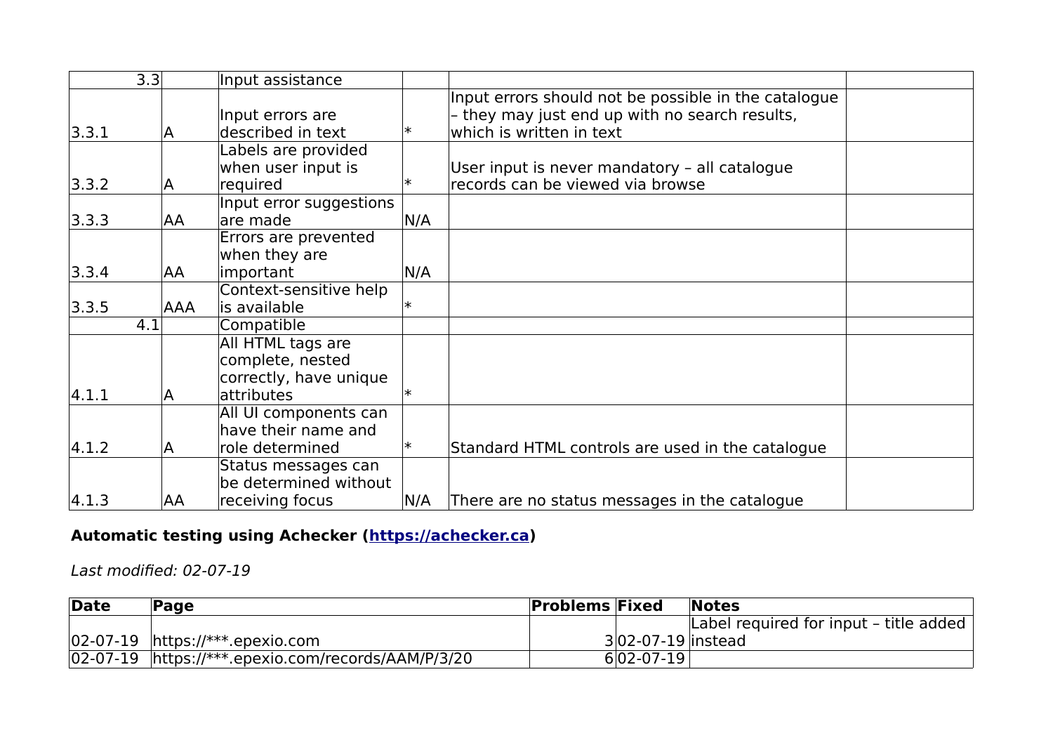| | | | | | |
|---|---|---|---|---|---|
| 3.3 | | Input assistance | | | |
| 3.3.1 | A | Input errors are described in text | * | Input errors should not be possible in the catalogue – they may just end up with no search results, which is written in text | |
| 3.3.2 | A | Labels are provided when user input is required | * | User input is never mandatory – all catalogue records can be viewed via browse | |
| 3.3.3 | AA | Input error suggestions are made | N/A | | |
| 3.3.4 | AA | Errors are prevented when they are important | N/A | | |
| 3.3.5 | AAA | Context-sensitive help is available | * | | |
| 4.1 | | Compatible | | | |
| 4.1.1 | A | All HTML tags are complete, nested correctly, have unique attributes | * | | |
| 4.1.2 | A | All UI components can have their name and role determined | * | Standard HTML controls are used in the catalogue | |
| 4.1.3 | AA | Status messages can be determined without receiving focus | N/A | There are no status messages in the catalogue | |

**Automatic testing using Achecker ([https://achecker.ca](https://achecker.ca))**

*Last modified: 02-07-19*

| Date | Page | Problems | Fixed | Notes |
|---|---|---|---|---|
| 02-07-19 | https://***.epexio.com | 3 | 02-07-19 | Label required for input – title added instead |
| 02-07-19 | https://***.epexio.com/records/AAM/P/3/20 | 6 | 02-07-19 | |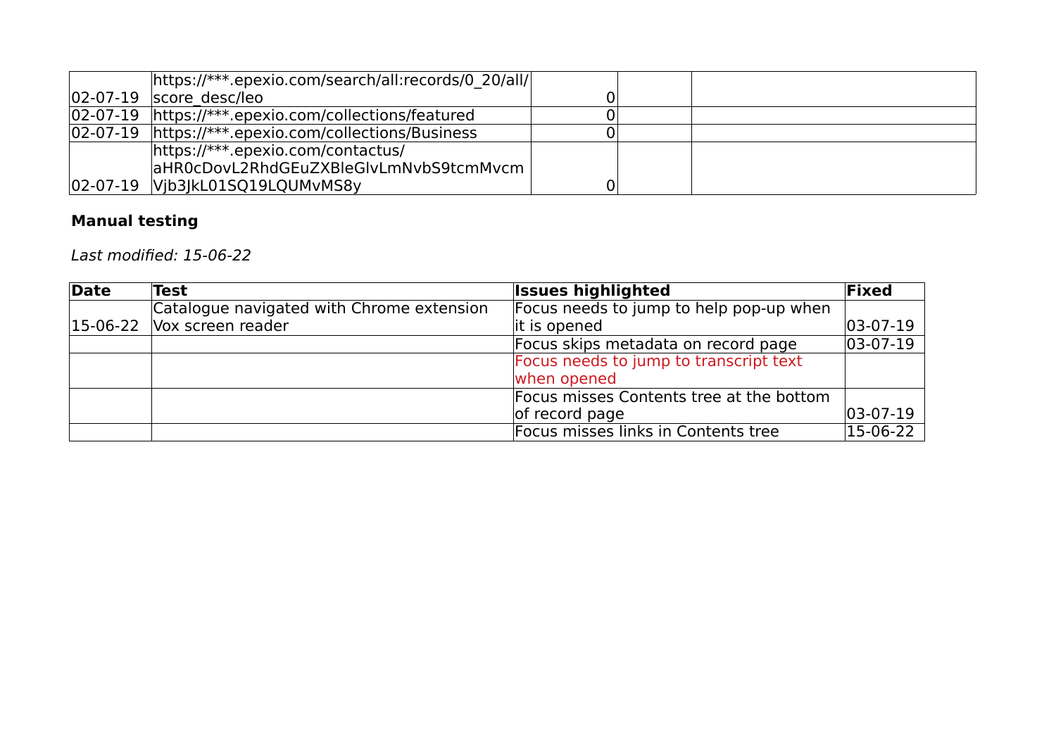| | | | | |
|---|---|---|---|---|
| 02-07-19 | https://***.epexio.com/search/all:records/0_20/all/score_desc/leo | 0 | | |
| 02-07-19 | https://***.epexio.com/collections/featured | 0 | | |
| 02-07-19 | https://***.epexio.com/collections/Business | 0 | | |
| 02-07-19 | https://***.epexio.com/contactus/aHR0cDovL2RhdGEuZXBleGlvLmNvbS9tcmMvcmVjb3JkL01SQ19LQUMvMS8y | 0 | | |

**Manual testing**

*Last modified: 15-06-22*

| Date | Test | Issues highlighted | Fixed |
|---|---|---|---|
| 15-06-22 | Catalogue navigated with Chrome extension Vox screen reader | Focus needs to jump to help pop-up when it is opened | 03-07-19 |
| | | Focus skips metadata on record page | 03-07-19 |
| | | Focus needs to jump to transcript text when opened | |
| | | Focus misses Contents tree at the bottom of record page | 03-07-19 |
| | | Focus misses links in Contents tree | 15-06-22 |